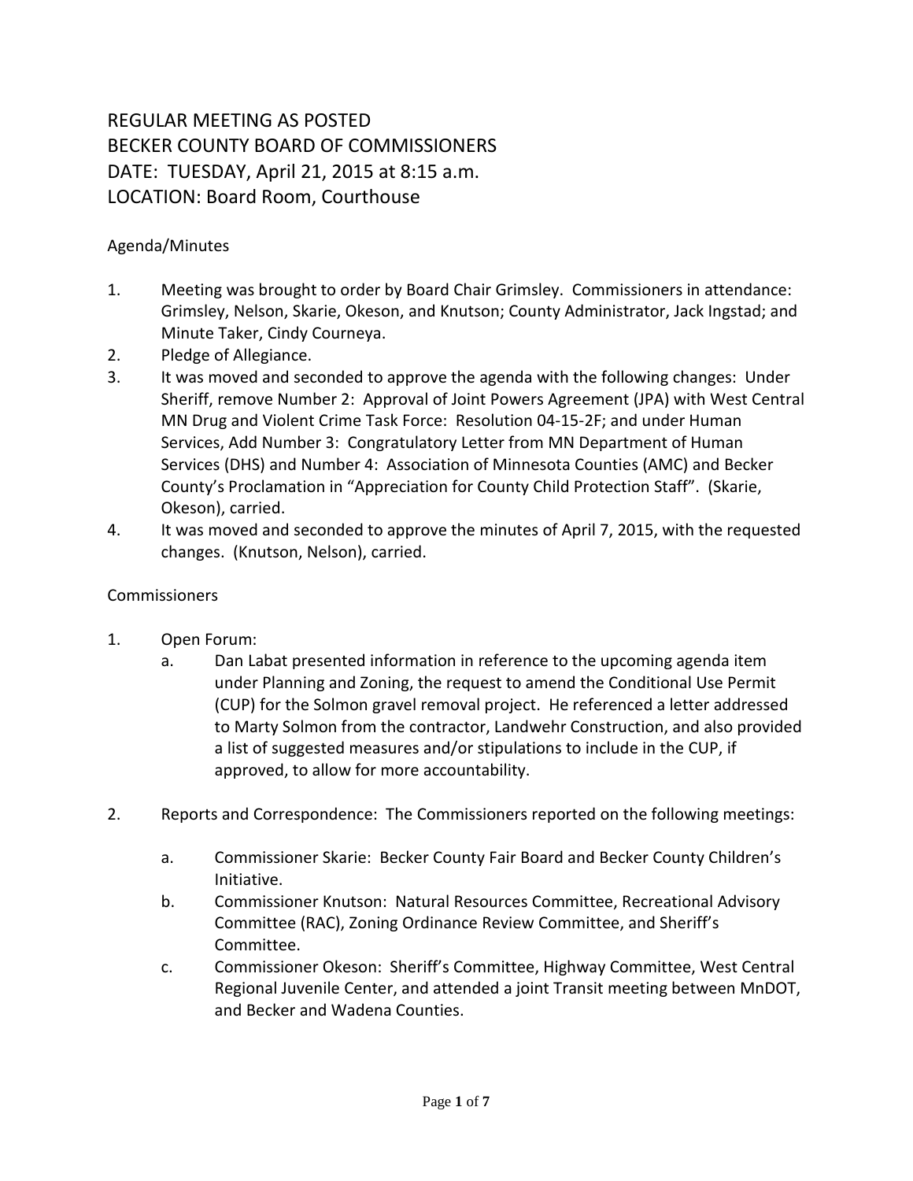# REGULAR MEETING AS POSTED
# BECKER COUNTY BOARD OF COMMISSIONERS
# DATE: TUESDAY, April 21, 2015 at 8:15 a.m.
# LOCATION: Board Room, Courthouse

## Agenda/Minutes

1. Meeting was brought to order by Board Chair Grimsley. Commissioners in attendance: Grimsley, Nelson, Skarie, Okeson, and Knutson; County Administrator, Jack Ingstad; and Minute Taker, Cindy Courneya.
2. Pledge of Allegiance.
3. It was moved and seconded to approve the agenda with the following changes: Under Sheriff, remove Number 2: Approval of Joint Powers Agreement (JPA) with West Central MN Drug and Violent Crime Task Force: Resolution 04-15-2F; and under Human Services, Add Number 3: Congratulatory Letter from MN Department of Human Services (DHS) and Number 4: Association of Minnesota Counties (AMC) and Becker County's Proclamation in "Appreciation for County Child Protection Staff". (Skarie, Okeson), carried.
4. It was moved and seconded to approve the minutes of April 7, 2015, with the requested changes. (Knutson, Nelson), carried.

## Commissioners

1. Open Forum:
   a. Dan Labat presented information in reference to the upcoming agenda item under Planning and Zoning, the request to amend the Conditional Use Permit (CUP) for the Solmon gravel removal project. He referenced a letter addressed to Marty Solmon from the contractor, Landwehr Construction, and also provided a list of suggested measures and/or stipulations to include in the CUP, if approved, to allow for more accountability.

2. Reports and Correspondence: The Commissioners reported on the following meetings:

   a. Commissioner Skarie: Becker County Fair Board and Becker County Children's Initiative.
   b. Commissioner Knutson: Natural Resources Committee, Recreational Advisory Committee (RAC), Zoning Ordinance Review Committee, and Sheriff's Committee.
   c. Commissioner Okeson: Sheriff's Committee, Highway Committee, West Central Regional Juvenile Center, and attended a joint Transit meeting between MnDOT, and Becker and Wadena Counties.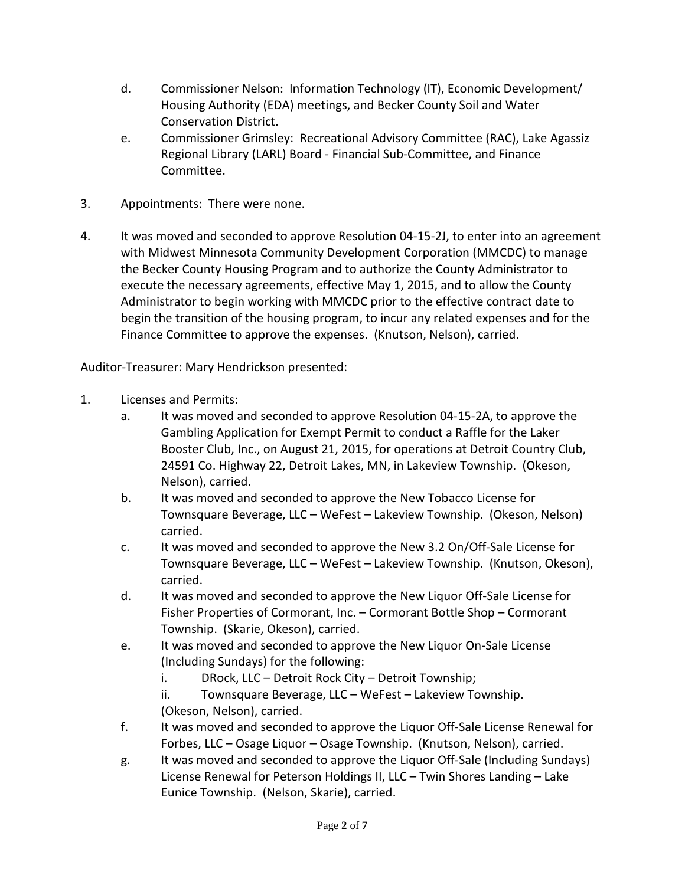d. Commissioner Nelson: Information Technology (IT), Economic Development/ Housing Authority (EDA) meetings, and Becker County Soil and Water Conservation District.

e. Commissioner Grimsley: Recreational Advisory Committee (RAC), Lake Agassiz Regional Library (LARL) Board - Financial Sub-Committee, and Finance Committee.

3. Appointments: There were none.

4. It was moved and seconded to approve Resolution 04-15-2J, to enter into an agreement with Midwest Minnesota Community Development Corporation (MMCDC) to manage the Becker County Housing Program and to authorize the County Administrator to execute the necessary agreements, effective May 1, 2015, and to allow the County Administrator to begin working with MMCDC prior to the effective contract date to begin the transition of the housing program, to incur any related expenses and for the Finance Committee to approve the expenses. (Knutson, Nelson), carried.

Auditor-Treasurer: Mary Hendrickson presented:

1. Licenses and Permits:
   a. It was moved and seconded to approve Resolution 04-15-2A, to approve the Gambling Application for Exempt Permit to conduct a Raffle for the Laker Booster Club, Inc., on August 21, 2015, for operations at Detroit Country Club, 24591 Co. Highway 22, Detroit Lakes, MN, in Lakeview Township. (Okeson, Nelson), carried.
   b. It was moved and seconded to approve the New Tobacco License for Townsquare Beverage, LLC – WeFest – Lakeview Township. (Okeson, Nelson) carried.
   c. It was moved and seconded to approve the New 3.2 On/Off-Sale License for Townsquare Beverage, LLC – WeFest – Lakeview Township. (Knutson, Okeson), carried.
   d. It was moved and seconded to approve the New Liquor Off-Sale License for Fisher Properties of Cormorant, Inc. – Cormorant Bottle Shop – Cormorant Township. (Skarie, Okeson), carried.
   e. It was moved and seconded to approve the New Liquor On-Sale License (Including Sundays) for the following:
      i. DRock, LLC – Detroit Rock City – Detroit Township;
      ii. Townsquare Beverage, LLC – WeFest – Lakeview Township.

      (Okeson, Nelson), carried.
   f. It was moved and seconded to approve the Liquor Off-Sale License Renewal for Forbes, LLC – Osage Liquor – Osage Township. (Knutson, Nelson), carried.
   g. It was moved and seconded to approve the Liquor Off-Sale (Including Sundays) License Renewal for Peterson Holdings II, LLC – Twin Shores Landing – Lake Eunice Township. (Nelson, Skarie), carried.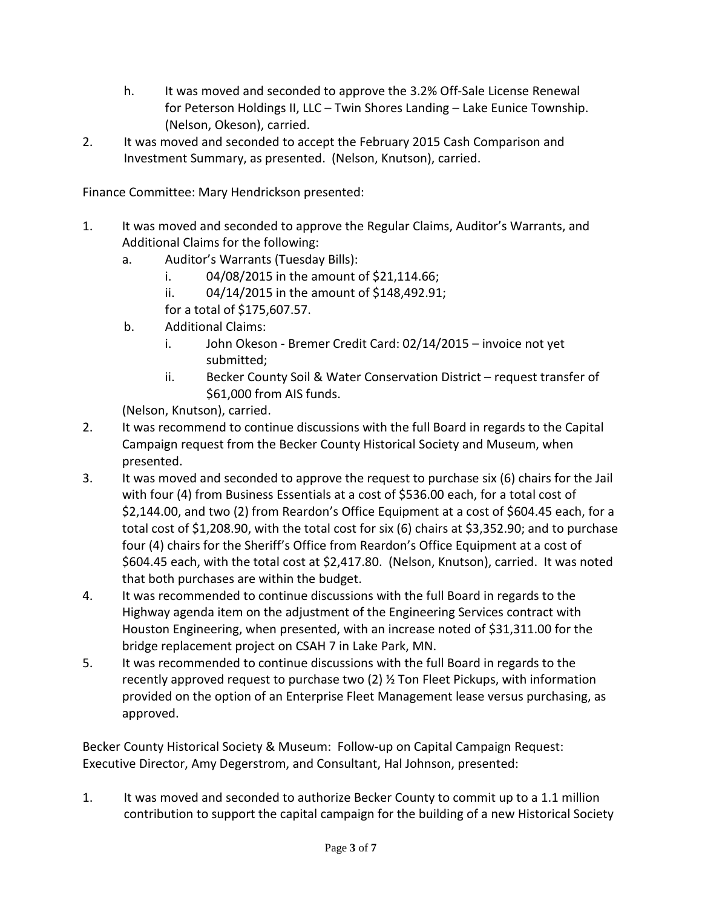h. It was moved and seconded to approve the 3.2% Off-Sale License Renewal for Peterson Holdings II, LLC – Twin Shores Landing – Lake Eunice Township. (Nelson, Okeson), carried.

2. It was moved and seconded to accept the February 2015 Cash Comparison and Investment Summary, as presented. (Nelson, Knutson), carried.

Finance Committee: Mary Hendrickson presented:

1. It was moved and seconded to approve the Regular Claims, Auditor's Warrants, and Additional Claims for the following:
   a. Auditor's Warrants (Tuesday Bills):
      i. 04/08/2015 in the amount of $21,114.66;
      ii. 04/14/2015 in the amount of $148,492.91;

      for a total of $175,607.57.
   b. Additional Claims:
      i. John Okeson - Bremer Credit Card: 02/14/2015 – invoice not yet submitted;
      ii. Becker County Soil & Water Conservation District – request transfer of $61,000 from AIS funds.

   (Nelson, Knutson), carried.
2. It was recommend to continue discussions with the full Board in regards to the Capital Campaign request from the Becker County Historical Society and Museum, when presented.
3. It was moved and seconded to approve the request to purchase six (6) chairs for the Jail with four (4) from Business Essentials at a cost of $536.00 each, for a total cost of $2,144.00, and two (2) from Reardon's Office Equipment at a cost of $604.45 each, for a total cost of $1,208.90, with the total cost for six (6) chairs at $3,352.90; and to purchase four (4) chairs for the Sheriff's Office from Reardon's Office Equipment at a cost of $604.45 each, with the total cost at $2,417.80. (Nelson, Knutson), carried. It was noted that both purchases are within the budget.
4. It was recommended to continue discussions with the full Board in regards to the Highway agenda item on the adjustment of the Engineering Services contract with Houston Engineering, when presented, with an increase noted of $31,311.00 for the bridge replacement project on CSAH 7 in Lake Park, MN.
5. It was recommended to continue discussions with the full Board in regards to the recently approved request to purchase two (2) ½ Ton Fleet Pickups, with information provided on the option of an Enterprise Fleet Management lease versus purchasing, as approved.

Becker County Historical Society & Museum: Follow-up on Capital Campaign Request: Executive Director, Amy Degerstrom, and Consultant, Hal Johnson, presented:

1. It was moved and seconded to authorize Becker County to commit up to a 1.1 million contribution to support the capital campaign for the building of a new Historical Society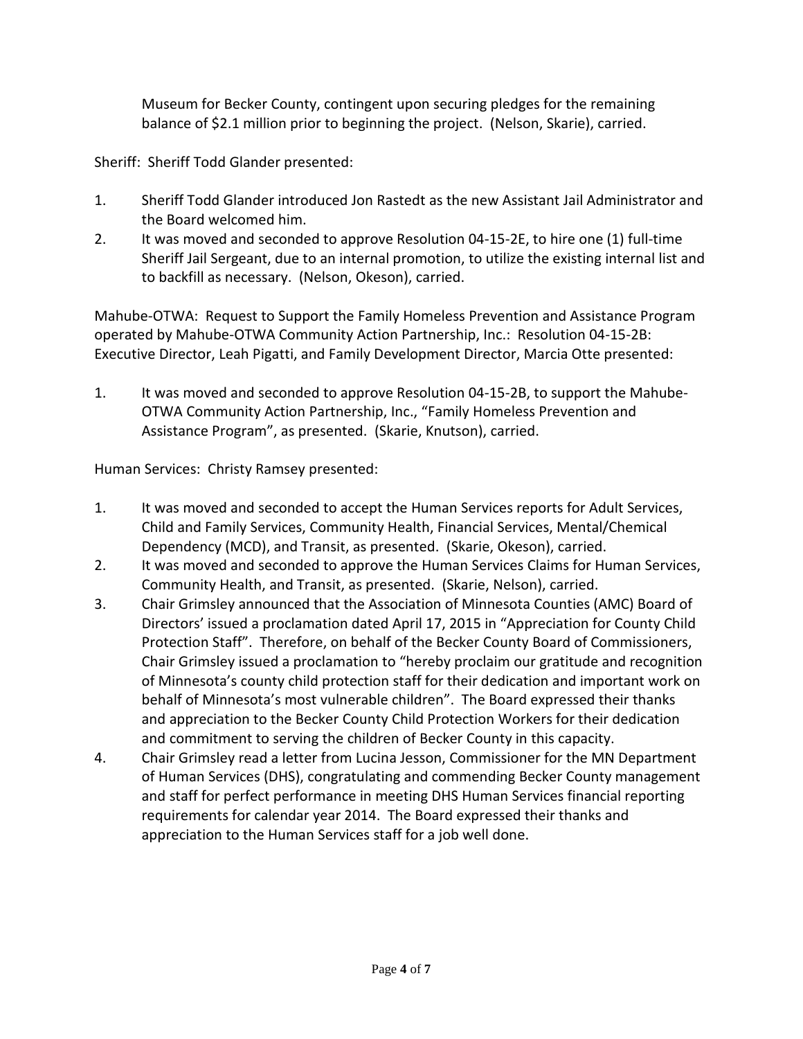Museum for Becker County, contingent upon securing pledges for the remaining balance of $2.1 million prior to beginning the project. (Nelson, Skarie), carried.

Sheriff: Sheriff Todd Glander presented:

1. Sheriff Todd Glander introduced Jon Rastedt as the new Assistant Jail Administrator and the Board welcomed him.
2. It was moved and seconded to approve Resolution 04-15-2E, to hire one (1) full-time Sheriff Jail Sergeant, due to an internal promotion, to utilize the existing internal list and to backfill as necessary. (Nelson, Okeson), carried.

Mahube-OTWA: Request to Support the Family Homeless Prevention and Assistance Program operated by Mahube-OTWA Community Action Partnership, Inc.: Resolution 04-15-2B: Executive Director, Leah Pigatti, and Family Development Director, Marcia Otte presented:

1. It was moved and seconded to approve Resolution 04-15-2B, to support the Mahube-OTWA Community Action Partnership, Inc., "Family Homeless Prevention and Assistance Program", as presented. (Skarie, Knutson), carried.

Human Services: Christy Ramsey presented:

1. It was moved and seconded to accept the Human Services reports for Adult Services, Child and Family Services, Community Health, Financial Services, Mental/Chemical Dependency (MCD), and Transit, as presented. (Skarie, Okeson), carried.
2. It was moved and seconded to approve the Human Services Claims for Human Services, Community Health, and Transit, as presented. (Skarie, Nelson), carried.
3. Chair Grimsley announced that the Association of Minnesota Counties (AMC) Board of Directors' issued a proclamation dated April 17, 2015 in "Appreciation for County Child Protection Staff". Therefore, on behalf of the Becker County Board of Commissioners, Chair Grimsley issued a proclamation to "hereby proclaim our gratitude and recognition of Minnesota's county child protection staff for their dedication and important work on behalf of Minnesota's most vulnerable children". The Board expressed their thanks and appreciation to the Becker County Child Protection Workers for their dedication and commitment to serving the children of Becker County in this capacity.
4. Chair Grimsley read a letter from Lucina Jesson, Commissioner for the MN Department of Human Services (DHS), congratulating and commending Becker County management and staff for perfect performance in meeting DHS Human Services financial reporting requirements for calendar year 2014. The Board expressed their thanks and appreciation to the Human Services staff for a job well done.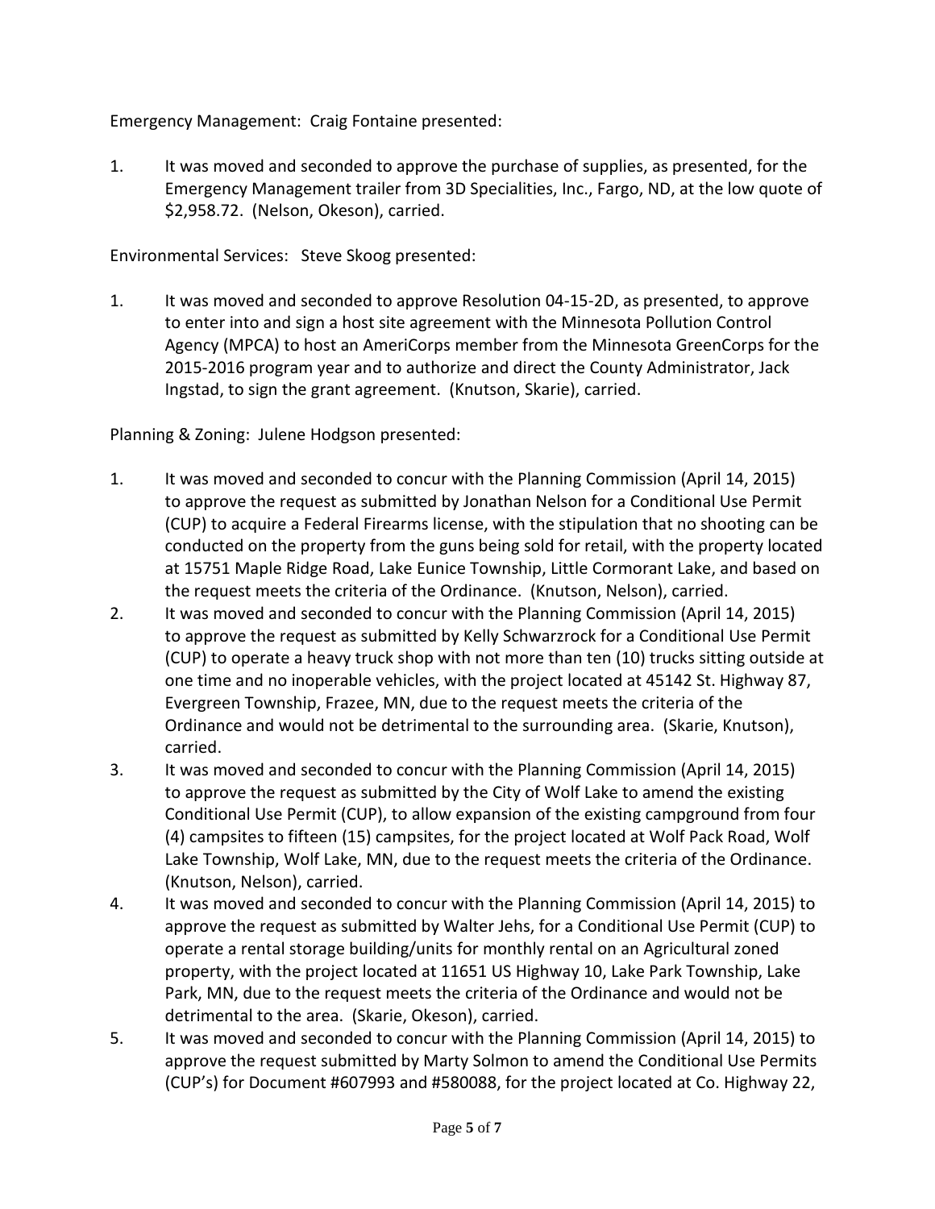Emergency Management: Craig Fontaine presented:

1. It was moved and seconded to approve the purchase of supplies, as presented, for the Emergency Management trailer from 3D Specialities, Inc., Fargo, ND, at the low quote of $2,958.72. (Nelson, Okeson), carried.

Environmental Services: Steve Skoog presented:

1. It was moved and seconded to approve Resolution 04-15-2D, as presented, to approve to enter into and sign a host site agreement with the Minnesota Pollution Control Agency (MPCA) to host an AmeriCorps member from the Minnesota GreenCorps for the 2015-2016 program year and to authorize and direct the County Administrator, Jack Ingstad, to sign the grant agreement. (Knutson, Skarie), carried.

Planning & Zoning: Julene Hodgson presented:

1. It was moved and seconded to concur with the Planning Commission (April 14, 2015) to approve the request as submitted by Jonathan Nelson for a Conditional Use Permit (CUP) to acquire a Federal Firearms license, with the stipulation that no shooting can be conducted on the property from the guns being sold for retail, with the property located at 15751 Maple Ridge Road, Lake Eunice Township, Little Cormorant Lake, and based on the request meets the criteria of the Ordinance. (Knutson, Nelson), carried.
2. It was moved and seconded to concur with the Planning Commission (April 14, 2015) to approve the request as submitted by Kelly Schwarzrock for a Conditional Use Permit (CUP) to operate a heavy truck shop with not more than ten (10) trucks sitting outside at one time and no inoperable vehicles, with the project located at 45142 St. Highway 87, Evergreen Township, Frazee, MN, due to the request meets the criteria of the Ordinance and would not be detrimental to the surrounding area. (Skarie, Knutson), carried.
3. It was moved and seconded to concur with the Planning Commission (April 14, 2015) to approve the request as submitted by the City of Wolf Lake to amend the existing Conditional Use Permit (CUP), to allow expansion of the existing campground from four (4) campsites to fifteen (15) campsites, for the project located at Wolf Pack Road, Wolf Lake Township, Wolf Lake, MN, due to the request meets the criteria of the Ordinance. (Knutson, Nelson), carried.
4. It was moved and seconded to concur with the Planning Commission (April 14, 2015) to approve the request as submitted by Walter Jehs, for a Conditional Use Permit (CUP) to operate a rental storage building/units for monthly rental on an Agricultural zoned property, with the project located at 11651 US Highway 10, Lake Park Township, Lake Park, MN, due to the request meets the criteria of the Ordinance and would not be detrimental to the area. (Skarie, Okeson), carried.
5. It was moved and seconded to concur with the Planning Commission (April 14, 2015) to approve the request submitted by Marty Solmon to amend the Conditional Use Permits (CUP's) for Document #607993 and #580088, for the project located at Co. Highway 22,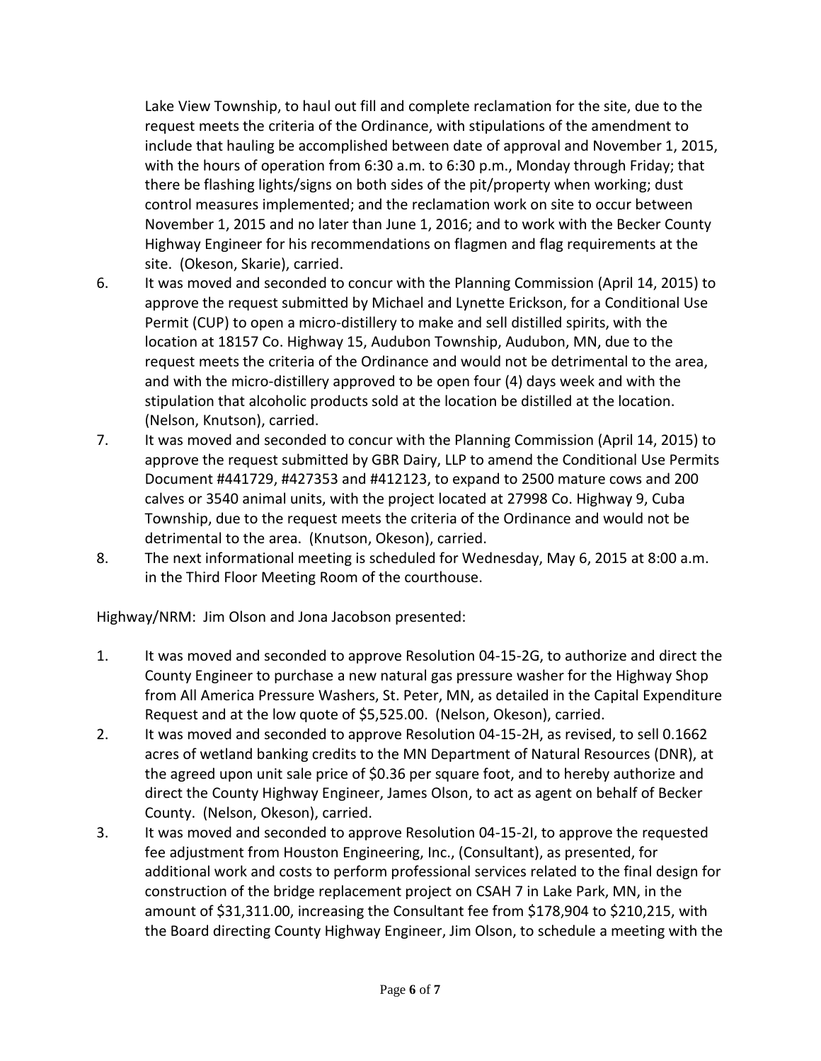Lake View Township, to haul out fill and complete reclamation for the site, due to the request meets the criteria of the Ordinance, with stipulations of the amendment to include that hauling be accomplished between date of approval and November 1, 2015, with the hours of operation from 6:30 a.m. to 6:30 p.m., Monday through Friday; that there be flashing lights/signs on both sides of the pit/property when working; dust control measures implemented; and the reclamation work on site to occur between November 1, 2015 and no later than June 1, 2016; and to work with the Becker County Highway Engineer for his recommendations on flagmen and flag requirements at the site. (Okeson, Skarie), carried.

6. It was moved and seconded to concur with the Planning Commission (April 14, 2015) to approve the request submitted by Michael and Lynette Erickson, for a Conditional Use Permit (CUP) to open a micro-distillery to make and sell distilled spirits, with the location at 18157 Co. Highway 15, Audubon Township, Audubon, MN, due to the request meets the criteria of the Ordinance and would not be detrimental to the area, and with the micro-distillery approved to be open four (4) days week and with the stipulation that alcoholic products sold at the location be distilled at the location. (Nelson, Knutson), carried.
7. It was moved and seconded to concur with the Planning Commission (April 14, 2015) to approve the request submitted by GBR Dairy, LLP to amend the Conditional Use Permits Document #441729, #427353 and #412123, to expand to 2500 mature cows and 200 calves or 3540 animal units, with the project located at 27998 Co. Highway 9, Cuba Township, due to the request meets the criteria of the Ordinance and would not be detrimental to the area. (Knutson, Okeson), carried.
8. The next informational meeting is scheduled for Wednesday, May 6, 2015 at 8:00 a.m. in the Third Floor Meeting Room of the courthouse.

Highway/NRM: Jim Olson and Jona Jacobson presented:

1. It was moved and seconded to approve Resolution 04-15-2G, to authorize and direct the County Engineer to purchase a new natural gas pressure washer for the Highway Shop from All America Pressure Washers, St. Peter, MN, as detailed in the Capital Expenditure Request and at the low quote of $5,525.00. (Nelson, Okeson), carried.
2. It was moved and seconded to approve Resolution 04-15-2H, as revised, to sell 0.1662 acres of wetland banking credits to the MN Department of Natural Resources (DNR), at the agreed upon unit sale price of $0.36 per square foot, and to hereby authorize and direct the County Highway Engineer, James Olson, to act as agent on behalf of Becker County. (Nelson, Okeson), carried.
3. It was moved and seconded to approve Resolution 04-15-2I, to approve the requested fee adjustment from Houston Engineering, Inc., (Consultant), as presented, for additional work and costs to perform professional services related to the final design for construction of the bridge replacement project on CSAH 7 in Lake Park, MN, in the amount of $31,311.00, increasing the Consultant fee from $178,904 to $210,215, with the Board directing County Highway Engineer, Jim Olson, to schedule a meeting with the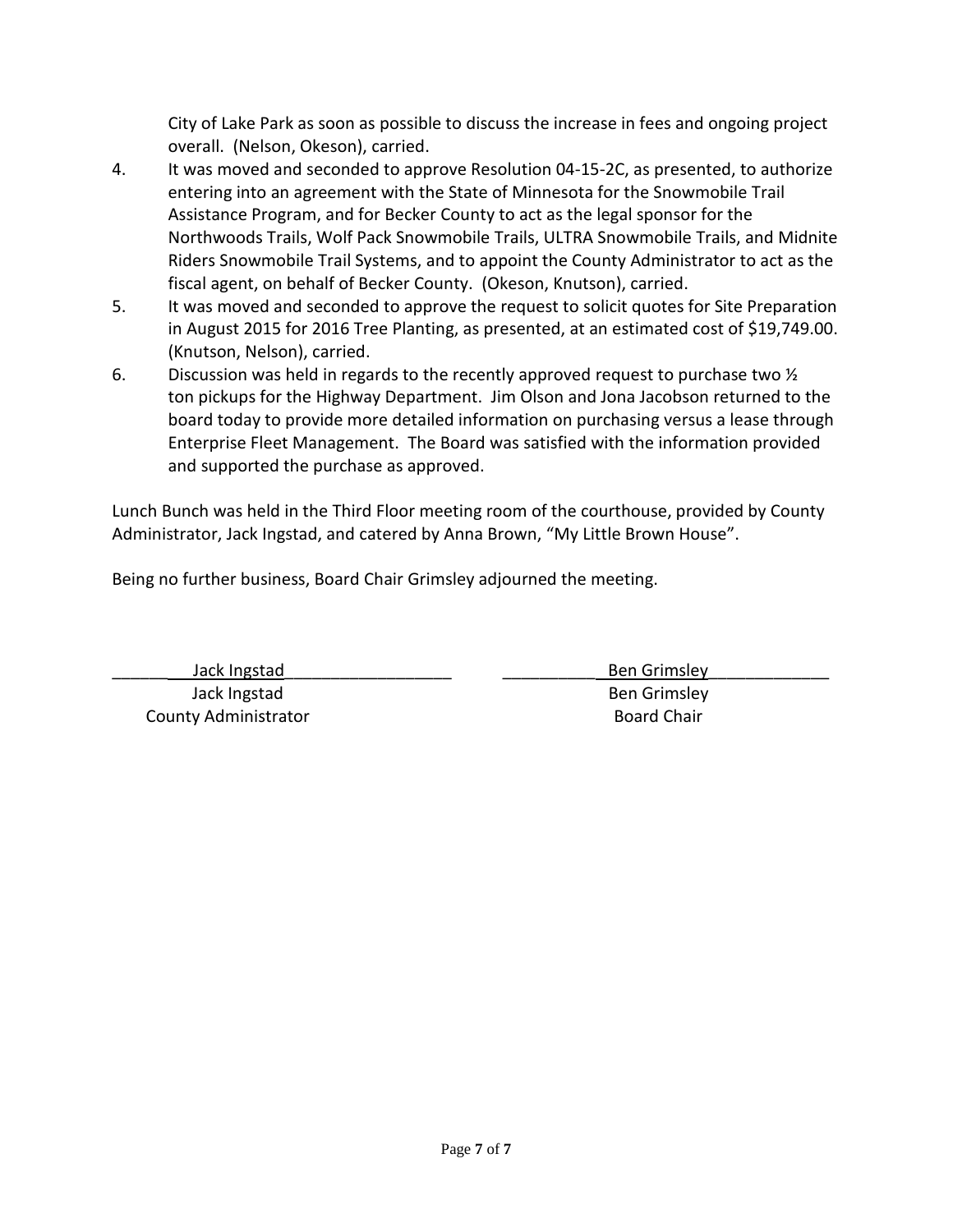City of Lake Park as soon as possible to discuss the increase in fees and ongoing project overall. (Nelson, Okeson), carried.

4. It was moved and seconded to approve Resolution 04-15-2C, as presented, to authorize entering into an agreement with the State of Minnesota for the Snowmobile Trail Assistance Program, and for Becker County to act as the legal sponsor for the Northwoods Trails, Wolf Pack Snowmobile Trails, ULTRA Snowmobile Trails, and Midnite Riders Snowmobile Trail Systems, and to appoint the County Administrator to act as the fiscal agent, on behalf of Becker County. (Okeson, Knutson), carried.
5. It was moved and seconded to approve the request to solicit quotes for Site Preparation in August 2015 for 2016 Tree Planting, as presented, at an estimated cost of $19,749.00. (Knutson, Nelson), carried.
6. Discussion was held in regards to the recently approved request to purchase two ½ ton pickups for the Highway Department. Jim Olson and Jona Jacobson returned to the board today to provide more detailed information on purchasing versus a lease through Enterprise Fleet Management. The Board was satisfied with the information provided and supported the purchase as approved.

Lunch Bunch was held in the Third Floor meeting room of the courthouse, provided by County Administrator, Jack Ingstad, and catered by Anna Brown, "My Little Brown House".

Being no further business, Board Chair Grimsley adjourned the meeting.

Jack Ingstad
Jack Ingstad
County Administrator

Ben Grimsley
Ben Grimsley
Board Chair